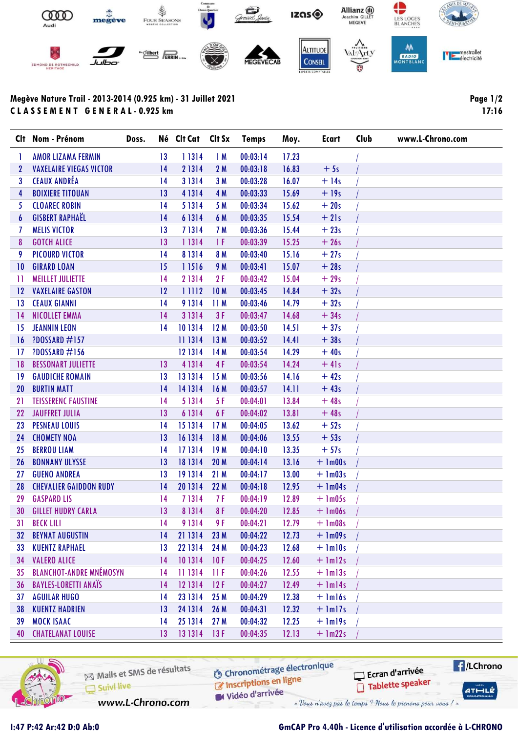**Megève Nature Trail - 2013-2014 (0.925 km) - 31 Juillet 2021**

**C L A S S E M E N T   G E N E R A L - 0.925 km**

| Clt | Nom - Prénom | Doss. | Né | Clt Cat | Clt Sx | Temps | Moy. | Ecart | Club | www.L-Chrono.com |
|---|---|---|---|---|---|---|---|---|---|---|
| 1 | AMOR LIZAMA FERMIN | | 13 | 1 1314 | 1 M | 00:03:14 | 17.23 | | / | |
| 2 | VAXELAIRE VIEGAS VICTOR | | 14 | 2 1314 | 2 M | 00:03:18 | 16.83 | + 5s | / | |
| 3 | CEAUX ANDRÉA | | 14 | 3 1314 | 3 M | 00:03:28 | 16.07 | + 14s | / | |
| 4 | BOIXIERE TITOUAN | | 13 | 4 1314 | 4 M | 00:03:33 | 15.69 | + 19s | / | |
| 5 | CLOAREC ROBIN | | 14 | 5 1314 | 5 M | 00:03:34 | 15.62 | + 20s | / | |
| 6 | GISBERT RAPHAËL | | 14 | 6 1314 | 6 M | 00:03:35 | 15.54 | + 21s | / | |
| 7 | MELIS VICTOR | | 13 | 7 1314 | 7 M | 00:03:36 | 15.44 | + 23s | / | |
| 8 | GOTCH ALICE | | 13 | 1 1314 | 1 F | 00:03:39 | 15.25 | + 26s | / | |
| 9 | PICOURD VICTOR | | 14 | 8 1314 | 8 M | 00:03:40 | 15.16 | + 27s | / | |
| 10 | GIRARD LOAN | | 15 | 1 1516 | 9 M | 00:03:41 | 15.07 | + 28s | / | |
| 11 | MEILLET JULIETTE | | 14 | 2 1314 | 2 F | 00:03:42 | 15.04 | + 29s | / | |
| 12 | VAXELAIRE GASTON | | 12 | 1 1112 | 10 M | 00:03:45 | 14.84 | + 32s | / | |
| 13 | CEAUX GIANNI | | 14 | 9 1314 | 11 M | 00:03:46 | 14.79 | + 32s | / | |
| 14 | NICOLLET EMMA | | 14 | 3 1314 | 3 F | 00:03:47 | 14.68 | + 34s | / | |
| 15 | JEANNIN LEON | | 14 | 10 1314 | 12 M | 00:03:50 | 14.51 | + 37s | / | |
| 16 | ?DOSSARD #157 | | | 11 1314 | 13 M | 00:03:52 | 14.41 | + 38s | / | |
| 17 | ?DOSSARD #156 | | | 12 1314 | 14 M | 00:03:54 | 14.29 | + 40s | / | |
| 18 | BESSONART JULIETTE | | 13 | 4 1314 | 4 F | 00:03:54 | 14.24 | + 41s | / | |
| 19 | GAUDICHE ROMAIN | | 13 | 13 1314 | 15 M | 00:03:56 | 14.16 | + 42s | / | |
| 20 | BURTIN MATT | | 14 | 14 1314 | 16 M | 00:03:57 | 14.11 | + 43s | / | |
| 21 | TEISSERENC FAUSTINE | | 14 | 5 1314 | 5 F | 00:04:01 | 13.84 | + 48s | / | |
| 22 | JAUFFRET JULIA | | 13 | 6 1314 | 6 F | 00:04:02 | 13.81 | + 48s | / | |
| 23 | PESNEAU LOUIS | | 14 | 15 1314 | 17 M | 00:04:05 | 13.62 | + 52s | / | |
| 24 | CHOMETY NOA | | 13 | 16 1314 | 18 M | 00:04:06 | 13.55 | + 53s | / | |
| 25 | BERROU LIAM | | 14 | 17 1314 | 19 M | 00:04:10 | 13.35 | + 57s | / | |
| 26 | BONNANY ULYSSE | | 13 | 18 1314 | 20 M | 00:04:14 | 13.16 | + 1m00s | / | |
| 27 | GUENO ANDREA | | 13 | 19 1314 | 21 M | 00:04:17 | 13.00 | + 1m03s | / | |
| 28 | CHEVALIER GAIDDON RUDY | | 14 | 20 1314 | 22 M | 00:04:18 | 12.95 | + 1m04s | / | |
| 29 | GASPARD LIS | | 14 | 7 1314 | 7 F | 00:04:19 | 12.89 | + 1m05s | / | |
| 30 | GILLET HUDRY CARLA | | 13 | 8 1314 | 8 F | 00:04:20 | 12.85 | + 1m06s | / | |
| 31 | BECK LILI | | 14 | 9 1314 | 9 F | 00:04:21 | 12.79 | + 1m08s | / | |
| 32 | BEYNAT AUGUSTIN | | 14 | 21 1314 | 23 M | 00:04:22 | 12.73 | + 1m09s | / | |
| 33 | KUENTZ RAPHAEL | | 13 | 22 1314 | 24 M | 00:04:23 | 12.68 | + 1m10s | / | |
| 34 | VALERO ALICE | | 14 | 10 1314 | 10 F | 00:04:25 | 12.60 | + 1m12s | / | |
| 35 | BLANCHOT-ANDRE MNÉMOSYN | | 14 | 11 1314 | 11 F | 00:04:26 | 12.55 | + 1m13s | / | |
| 36 | BAYLES-LORETTI ANAÏS | | 14 | 12 1314 | 12 F | 00:04:27 | 12.49 | + 1m14s | / | |
| 37 | AGUILAR HUGO | | 14 | 23 1314 | 25 M | 00:04:29 | 12.38 | + 1m16s | / | |
| 38 | KUENTZ HADRIEN | | 13 | 24 1314 | 26 M | 00:04:31 | 12.32 | + 1m17s | / | |
| 39 | MOCK ISAAC | | 14 | 25 1314 | 27 M | 00:04:32 | 12.25 | + 1m19s | / | |
| 40 | CHATELANAT LOUISE | | 13 | 13 1314 | 13 F | 00:04:35 | 12.13 | + 1m22s | / | |

I:47 P:42 Ar:42 D:0 Ab:0

GmCAP Pro 4.40h - Licence d'utilisation accordée à L-CHRONO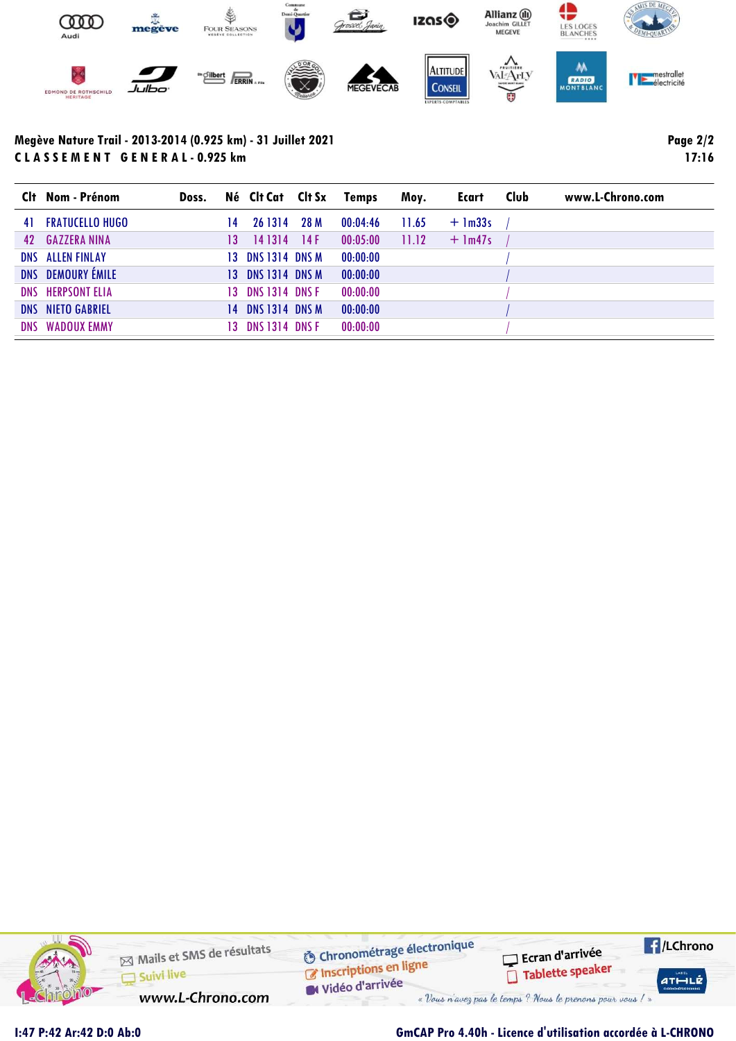Megève Nature Trail - 2013-2014 (0.925 km) - 31 Juillet 2021

**CLASSEMENT GENERAL - 0.925 km**

17:16

| Clt | Nom - Prénom | Doss. | Né | Clt Cat | Clt Sx | Temps | Moy. | Ecart | Club | www.L-Chrono.com |
|---|---|---|---|---|---|---|---|---|---|---|
| 41 | FRATUCELLO HUGO | | 14 | 26 1314 | 28 M | 00:04:46 | 11.65 | + 1m33s | / | |
| 42 | GAZZERA NINA | | 13 | 14 1314 | 14 F | 00:05:00 | 11.12 | + 1m47s | / | |
| DNS | ALLEN FINLAY | | 13 | DNS 1314 | DNS M | 00:00:00 | | | / | |
| DNS | DEMOURY ÉMILE | | 13 | DNS 1314 | DNS M | 00:00:00 | | | / | |
| DNS | HERPSONT ELIA | | 13 | DNS 1314 | DNS F | 00:00:00 | | | / | |
| DNS | NIETO GABRIEL | | 14 | DNS 1314 | DNS M | 00:00:00 | | | / | |
| DNS | WADOUX EMMY | | 13 | DNS 1314 | DNS F | 00:00:00 | | | / | |

Mails et SMS de résultats
Suivi live
www.L-Chrono.com
Chronométrage électronique
Inscriptions en ligne
Vidéo d'arrivée
Ecran d'arrivée
Tablette speaker
/LChrono
« Vous n'avez pas le temps ? Nous le prenons pour vous ! »

I:47 P:42 Ar:42 D:0 Ab:0

GmCAP Pro 4.40h - Licence d'utilisation accordée à L-CHRONO